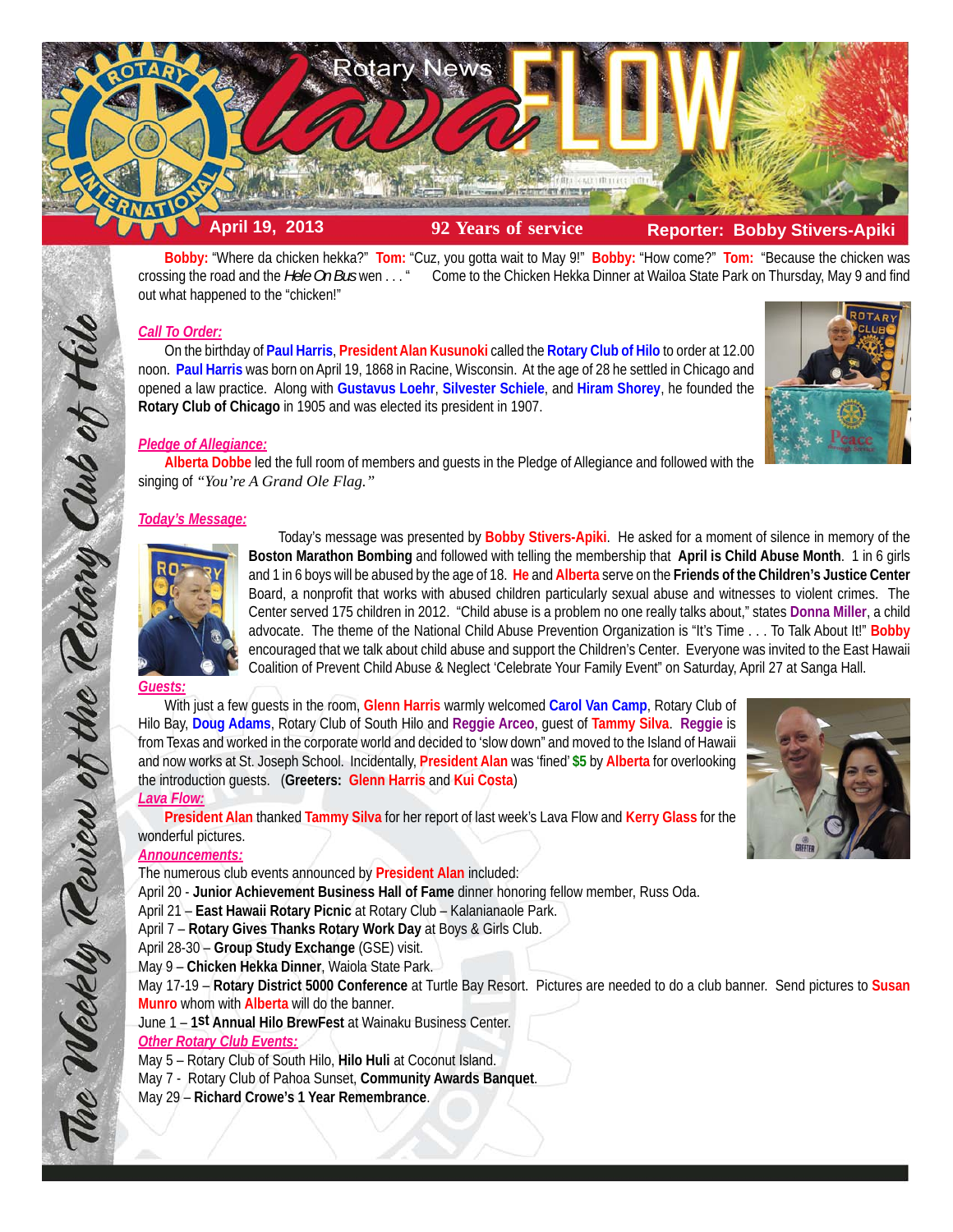# Rotary News lava FLOW

**April 19, 2013** | **92 Years of service** | **Reporter: Bobby Stivers-Apiki**

**Bobby:** "Where da chicken hekka?" **Tom:** "Cuz, you gotta wait to May 9!" **Bobby:** "How come?" **Tom:** "Because the chicken was crossing the road and the *Hele On Bus* wen . . . " Come to the Chicken Hekka Dinner at Wailoa State Park on Thursday, May 9 and find out what happened to the "chicken!"

### *Call To Order:*

On the birthday of **Paul Harris**, **President Alan Kusunoki** called the **Rotary Club of Hilo** to order at 12.00 noon. **Paul Harris** was born on April 19, 1868 in Racine, Wisconsin. At the age of 28 he settled in Chicago and opened a law practice. Along with **Gustavus Loehr**, **Silvester Schiele**, and **Hiram Shorey**, he founded the **Rotary Club of Chicago** in 1905 and was elected its president in 1907.

### *Pledge of Allegiance:*

**Alberta Dobbe** led the full room of members and guests in the Pledge of Allegiance and followed with the singing of *"You're A Grand Ole Flag."*

### *Today's Message:*

Today's message was presented by **Bobby Stivers-Apiki**. He asked for a moment of silence in memory of the **Boston Marathon Bombing** and followed with telling the membership that **April is Child Abuse Month**. 1 in 6 girls and 1 in 6 boys will be abused by the age of 18. **He** and **Alberta** serve on the **Friends of the Children's Justice Center** Board, a nonprofit that works with abused children particularly sexual abuse and witnesses to violent crimes. The Center served 175 children in 2012. "Child abuse is a problem no one really talks about," states **Donna Miller**, a child advocate. The theme of the National Child Abuse Prevention Organization is "It's Time . . . To Talk About It!" **Bobby** encouraged that we talk about child abuse and support the Children's Center. Everyone was invited to the East Hawaii Coalition of Prevent Child Abuse & Neglect 'Celebrate Your Family Event" on Saturday, April 27 at Sanga Hall.

### *Guests:*

With just a few guests in the room, **Glenn Harris** warmly welcomed **Carol Van Camp**, Rotary Club of Hilo Bay, **Doug Adams**, Rotary Club of South Hilo and **Reggie Arceo**, guest of **Tammy Silva**. **Reggie** is from Texas and worked in the corporate world and decided to 'slow down" and moved to the Island of Hawaii and now works at St. Joseph School. Incidentally, **President Alan** was 'fined' **$5** by **Alberta** for overlooking the introduction guests. (**Greeters: Glenn Harris** and **Kui Costa**)

### *Lava Flow:*

**President Alan** thanked **Tammy Silva** for her report of last week's Lava Flow and **Kerry Glass** for the wonderful pictures.

### *Announcements:*

The numerous club events announced by **President Alan** included:

April 20 - **Junior Achievement Business Hall of Fame** dinner honoring fellow member, Russ Oda.
April 21 – **East Hawaii Rotary Picnic** at Rotary Club – Kalanianaole Park.
April 7 – **Rotary Gives Thanks Rotary Work Day** at Boys & Girls Club.
April 28-30 – **Group Study Exchange** (GSE) visit.
May 9 – **Chicken Hekka Dinner**, Waiola State Park.
May 17-19 – **Rotary District 5000 Conference** at Turtle Bay Resort. Pictures are needed to do a club banner. Send pictures to **Susan Munro** whom with **Alberta** will do the banner.
June 1 – **1st Annual Hilo BrewFest** at Wainaku Business Center.

### *Other Rotary Club Events:*

May 5 – Rotary Club of South Hilo, **Hilo Huli** at Coconut Island.
May 7 - Rotary Club of Pahoa Sunset, **Community Awards Banquet**.
May 29 – **Richard Crowe's 1 Year Remembrance**.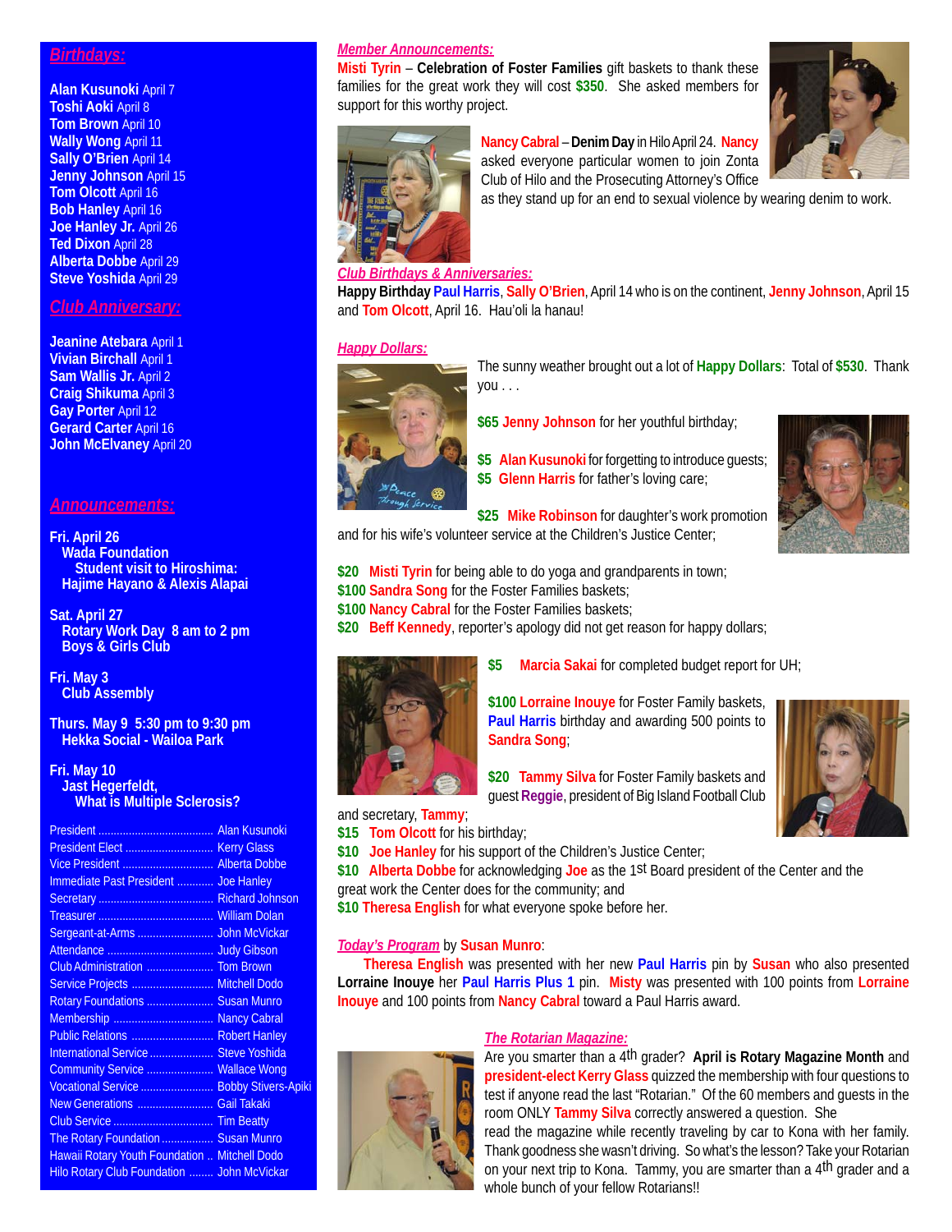## Birthdays:

**Alan Kusunoki** April 7
**Toshi Aoki** April 8
**Tom Brown** April 10
**Wally Wong** April 11
**Sally O'Brien** April 14
**Jenny Johnson** April 15
**Tom Olcott** April 16
**Bob Hanley** April 16
**Joe Hanley Jr.** April 26
**Ted Dixon** April 28
**Alberta Dobbe** April 29
**Steve Yoshida** April 29

## Club Anniversary:

**Jeanine Atebara** April 1
**Vivian Birchall** April 1
**Sam Wallis Jr.** April 2
**Craig Shikuma** April 3
**Gay Porter** April 12
**Gerard Carter** April 16
**John McElvaney** April 20

## Announcements:

**Fri. April 26**
**Wada Foundation**
**Student visit to Hiroshima:**
**Hajime Hayano & Alexis Alapai**

**Sat. April 27**
**Rotary Work Day 8 am to 2 pm**
**Boys & Girls Club**

**Fri. May 3**
**Club Assembly**

**Thurs. May 9 5:30 pm to 9:30 pm**
**Hekka Social - Wailoa Park**

**Fri. May 10**
**Jast Hegerfeldt,**
**What is Multiple Sclerosis?**

| | |
|---|---|
| President | Alan Kusunoki |
| President Elect | Kerry Glass |
| Vice President | Alberta Dobbe |
| Immediate Past President | Joe Hanley |
| Secretary | Richard Johnson |
| Treasurer | William Dolan |
| Sergeant-at-Arms | John McVickar |
| Attendance | Judy Gibson |
| Club Administration | Tom Brown |
| Service Projects | Mitchell Dodo |
| Rotary Foundations | Susan Munro |
| Membership | Nancy Cabral |
| Public Relations | Robert Hanley |
| International Service | Steve Yoshida |
| Community Service | Wallace Wong |
| Vocational Service | Bobby Stivers-Apiki |
| New Generations | Gail Takaki |
| Club Service | Tim Beatty |
| The Rotary Foundation | Susan Munro |
| Hawaii Rotary Youth Foundation | Mitchell Dodo |
| Hilo Rotary Club Foundation | John McVickar |

## Member Announcements:

**Misti Tyrin** – **Celebration of Foster Families** gift baskets to thank these families for the great work they will cost **$350**. She asked members for support for this worthy project.

**Nancy Cabral** – **Denim Day** in Hilo April 24. **Nancy** asked everyone particular women to join Zonta Club of Hilo and the Prosecuting Attorney's Office as they stand up for an end to sexual violence by wearing denim to work.

## Club Birthdays & Anniversaries:

**Happy Birthday Paul Harris**, **Sally O'Brien**, April 14 who is on the continent, **Jenny Johnson**, April 15 and **Tom Olcott**, April 16. Hau'oli la hanau!

## Happy Dollars:

The sunny weather brought out a lot of **Happy Dollars**: Total of **$530**. Thank you . . .

**$65 Jenny Johnson** for her youthful birthday;

**$5 Alan Kusunoki** for forgetting to introduce guests;
**$5 Glenn Harris** for father's loving care;

**$25 Mike Robinson** for daughter's work promotion and for his wife's volunteer service at the Children's Justice Center;

**$20 Misti Tyrin** for being able to do yoga and grandparents in town;
**$100 Sandra Song** for the Foster Families baskets;
**$100 Nancy Cabral** for the Foster Families baskets;
**$20 Beff Kennedy**, reporter's apology did not get reason for happy dollars;

**$5 Marcia Sakai** for completed budget report for UH;

**$100 Lorraine Inouye** for Foster Family baskets, **Paul Harris** birthday and awarding 500 points to **Sandra Song**;

**$20 Tammy Silva** for Foster Family baskets and guest **Reggie**, president of Big Island Football Club and secretary, **Tammy**;
**$15 Tom Olcott** for his birthday;
**$10 Joe Hanley** for his support of the Children's Justice Center;
**$10 Alberta Dobbe** for acknowledging **Joe** as the 1st Board president of the Center and the great work the Center does for the community; and
**$10 Theresa English** for what everyone spoke before her.

## Today's Program by Susan Munro:

**Theresa English** was presented with her new **Paul Harris** pin by **Susan** who also presented **Lorraine Inouye** her **Paul Harris Plus 1** pin. **Misty** was presented with 100 points from **Lorraine Inouye** and 100 points from **Nancy Cabral** toward a Paul Harris award.

## The Rotarian Magazine:

Are you smarter than a 4th grader? **April is Rotary Magazine Month** and **president-elect Kerry Glass** quizzed the membership with four questions to test if anyone read the last "Rotarian." Of the 60 members and guests in the room ONLY **Tammy Silva** correctly answered a question. She read the magazine while recently traveling by car to Kona with her family. Thank goodness she wasn't driving. So what's the lesson? Take your Rotarian on your next trip to Kona. Tammy, you are smarter than a 4th grader and a whole bunch of your fellow Rotarians!!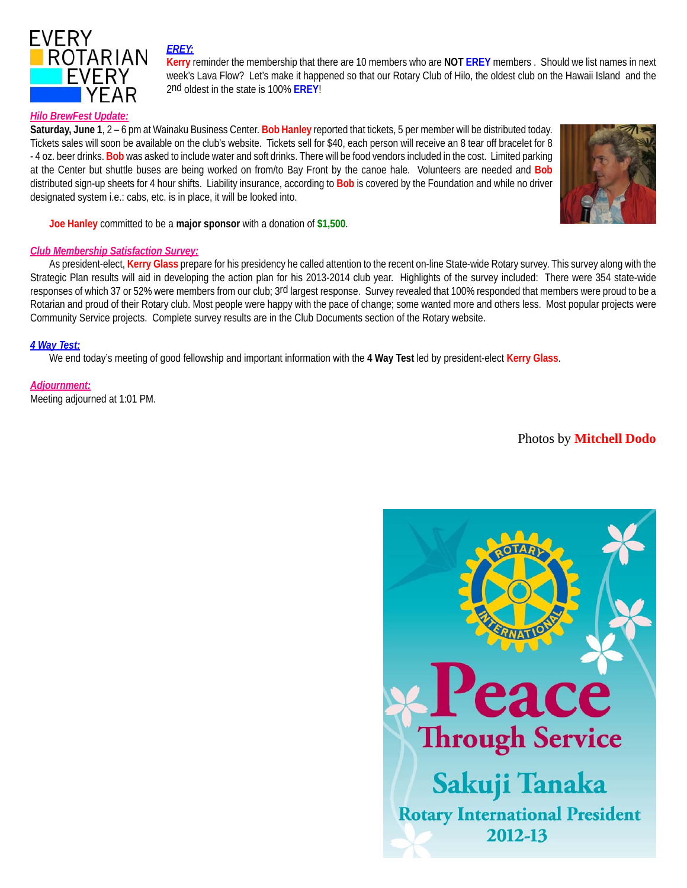EVERY ROTARIAN EVERY YEAR

***EREY:***

**Kerry** reminder the membership that there are 10 members who are **NOT EREY** members . Should we list names in next week's Lava Flow? Let's make it happened so that our Rotary Club of Hilo, the oldest club on the Hawaii Island and the 2nd oldest in the state is 100% **EREY**!

***Hilo BrewFest Update:***

**Saturday, June 1**, 2 – 6 pm at Wainaku Business Center. **Bob Hanley** reported that tickets, 5 per member will be distributed today. Tickets sales will soon be available on the club's website. Tickets sell for $40, each person will receive an 8 tear off bracelet for 8 - 4 oz. beer drinks. **Bob** was asked to include water and soft drinks. There will be food vendors included in the cost. Limited parking at the Center but shuttle buses are being worked on from/to Bay Front by the canoe hale. Volunteers are needed and **Bob** distributed sign-up sheets for 4 hour shifts. Liability insurance, according to **Bob** is covered by the Foundation and while no driver designated system i.e.: cabs, etc. is in place, it will be looked into.

**Joe Hanley** committed to be a **major sponsor** with a donation of **$1,500**.

***Club Membership Satisfaction Survey:***

As president-elect, **Kerry Glass** prepare for his presidency he called attention to the recent on-line State-wide Rotary survey. This survey along with the Strategic Plan results will aid in developing the action plan for his 2013-2014 club year. Highlights of the survey included: There were 354 state-wide responses of which 37 or 52% were members from our club; 3rd largest response. Survey revealed that 100% responded that members were proud to be a Rotarian and proud of their Rotary club. Most people were happy with the pace of change; some wanted more and others less. Most popular projects were Community Service projects. Complete survey results are in the Club Documents section of the Rotary website.

***4 Way Test:***

We end today's meeting of good fellowship and important information with the **4 Way Test** led by president-elect **Kerry Glass**.

***Adjournment:***

Meeting adjourned at 1:01 PM.

Photos by **Mitchell Dodo**

ROTARY INTERNATIONAL

Peace Through Service

Sakuji Tanaka

Rotary International President 2012-13